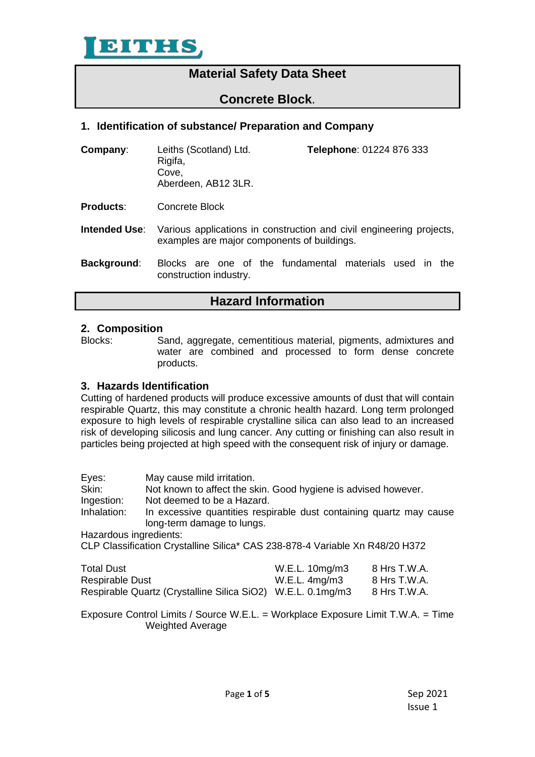LEITHS

# Material Safety Data Sheet

# Concrete Block.

## 1. Identification of substance/ Preparation and Company

**Company**: Leiths (Scotland) Ltd.
Rigifa,
Cove,
Aberdeen, AB12 3LR.

**Telephone**: 01224 876 333

**Products**: Concrete Block

**Intended Use**: Various applications in construction and civil engineering projects, examples are major components of buildings.

**Background**: Blocks are one of the fundamental materials used in the construction industry.

# Hazard Information

## 2. Composition

Blocks: Sand, aggregate, cementitious material, pigments, admixtures and water are combined and processed to form dense concrete products.

## 3. Hazards Identification

Cutting of hardened products will produce excessive amounts of dust that will contain respirable Quartz, this may constitute a chronic health hazard. Long term prolonged exposure to high levels of respirable crystalline silica can also lead to an increased risk of developing silicosis and lung cancer. Any cutting or finishing can also result in particles being projected at high speed with the consequent risk of injury or damage.

Eyes: May cause mild irritation.
Skin: Not known to affect the skin. Good hygiene is advised however.
Ingestion: Not deemed to be a Hazard.
Inhalation: In excessive quantities respirable dust containing quartz may cause long-term damage to lungs.

Hazardous ingredients:
CLP Classification Crystalline Silica* CAS 238-878-4 Variable Xn R48/20 H372

| | | |
|---|---|---|
| Total Dust | W.E.L. 10mg/m3 | 8 Hrs T.W.A. |
| Respirable Dust | W.E.L. 4mg/m3 | 8 Hrs T.W.A. |
| Respirable Quartz (Crystalline Silica $SiO_2$) | W.E.L. 0.1mg/m3 | 8 Hrs T.W.A. |

Exposure Control Limits / Source W.E.L. = Workplace Exposure Limit T.W.A. = Time Weighted Average

Sep 2021
Issue 1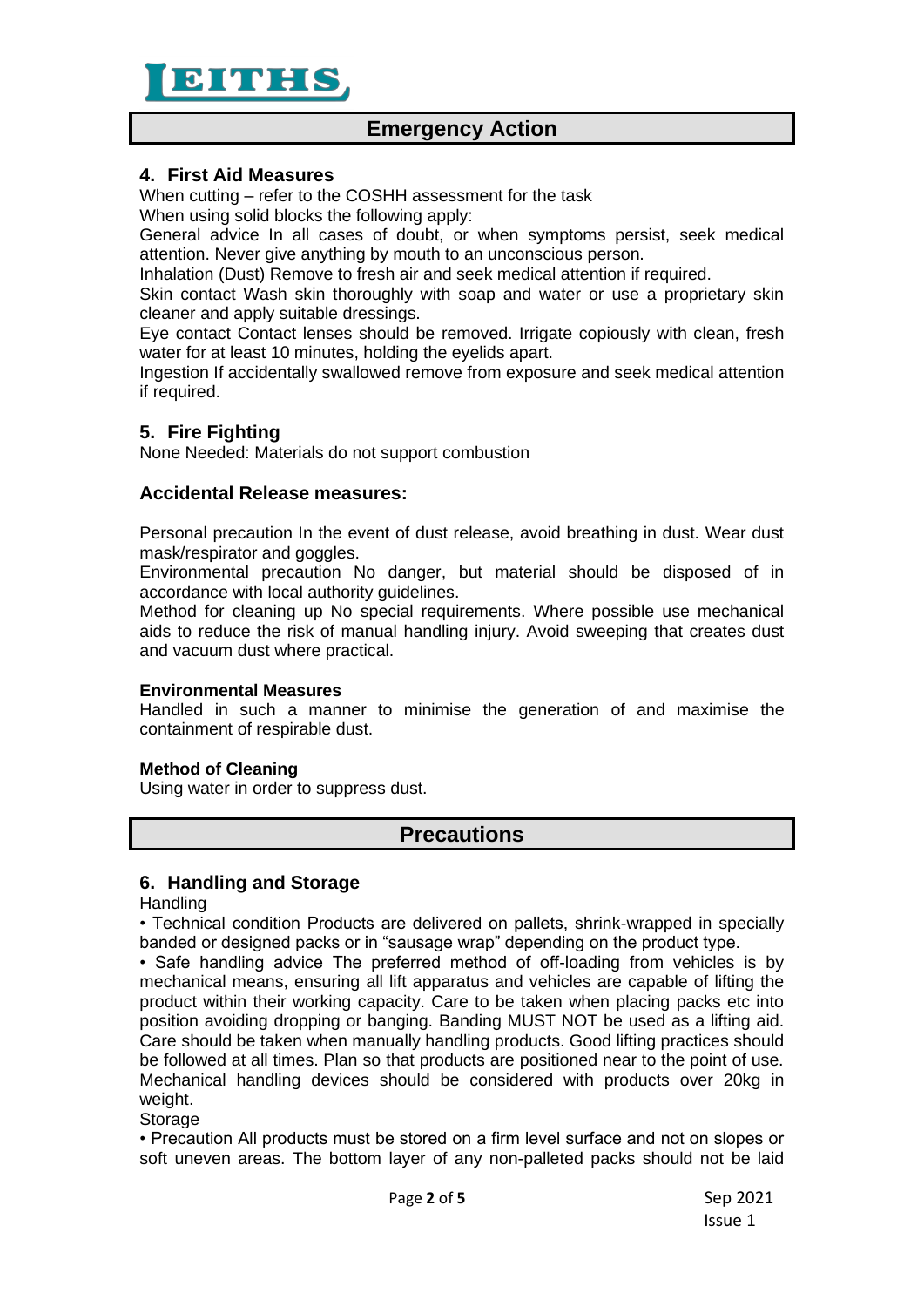## Emergency Action

### 4. First Aid Measures

When cutting – refer to the COSHH assessment for the task

When using solid blocks the following apply:

General advice In all cases of doubt, or when symptoms persist, seek medical attention. Never give anything by mouth to an unconscious person.

Inhalation (Dust) Remove to fresh air and seek medical attention if required.

Skin contact Wash skin thoroughly with soap and water or use a proprietary skin cleaner and apply suitable dressings.

Eye contact Contact lenses should be removed. Irrigate copiously with clean, fresh water for at least 10 minutes, holding the eyelids apart.

Ingestion If accidentally swallowed remove from exposure and seek medical attention if required.

### 5. Fire Fighting

None Needed: Materials do not support combustion

### Accidental Release measures:

Personal precaution In the event of dust release, avoid breathing in dust. Wear dust mask/respirator and goggles.

Environmental precaution No danger, but material should be disposed of in accordance with local authority guidelines.

Method for cleaning up No special requirements. Where possible use mechanical aids to reduce the risk of manual handling injury. Avoid sweeping that creates dust and vacuum dust where practical.

**Environmental Measures**

Handled in such a manner to minimise the generation of and maximise the containment of respirable dust.

**Method of Cleaning**

Using water in order to suppress dust.

## Precautions

### 6. Handling and Storage

Handling

- Technical condition Products are delivered on pallets, shrink-wrapped in specially banded or designed packs or in "sausage wrap" depending on the product type.
- Safe handling advice The preferred method of off-loading from vehicles is by mechanical means, ensuring all lift apparatus and vehicles are capable of lifting the product within their working capacity. Care to be taken when placing packs etc into position avoiding dropping or banging. Banding MUST NOT be used as a lifting aid. Care should be taken when manually handling products. Good lifting practices should be followed at all times. Plan so that products are positioned near to the point of use. Mechanical handling devices should be considered with products over 20kg in weight.

Storage

- Precaution All products must be stored on a firm level surface and not on slopes or soft uneven areas. The bottom layer of any non-palleted packs should not be laid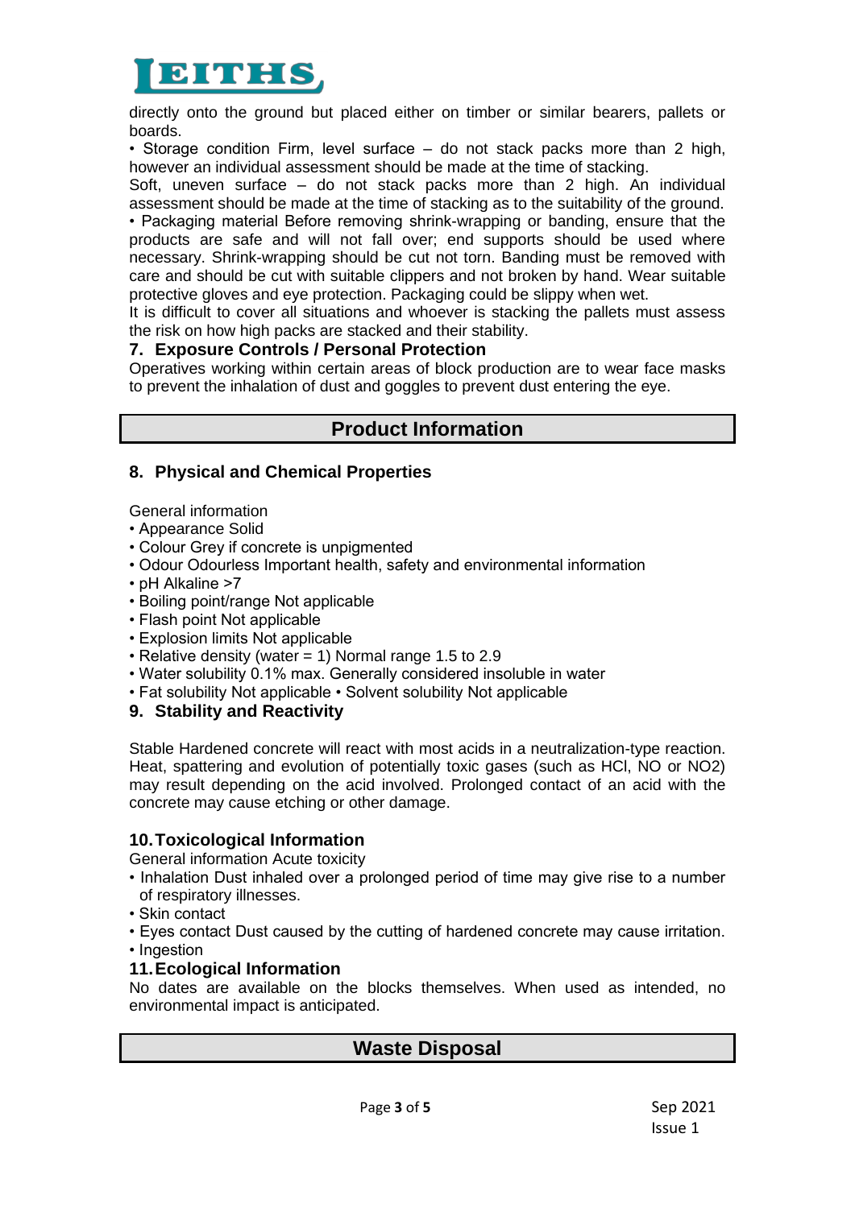directly onto the ground but placed either on timber or similar bearers, pallets or boards.

• Storage condition Firm, level surface – do not stack packs more than 2 high, however an individual assessment should be made at the time of stacking.

Soft, uneven surface – do not stack packs more than 2 high. An individual assessment should be made at the time of stacking as to the suitability of the ground.

• Packaging material Before removing shrink-wrapping or banding, ensure that the products are safe and will not fall over; end supports should be used where necessary. Shrink-wrapping should be cut not torn. Banding must be removed with care and should be cut with suitable clippers and not broken by hand. Wear suitable protective gloves and eye protection. Packaging could be slippy when wet.

It is difficult to cover all situations and whoever is stacking the pallets must assess the risk on how high packs are stacked and their stability.

### 7. Exposure Controls / Personal Protection

Operatives working within certain areas of block production are to wear face masks to prevent the inhalation of dust and goggles to prevent dust entering the eye.

## Product Information

### 8. Physical and Chemical Properties

General information

- Appearance Solid
- Colour Grey if concrete is unpigmented
- Odour Odourless Important health, safety and environmental information
- pH Alkaline >7
- Boiling point/range Not applicable
- Flash point Not applicable
- Explosion limits Not applicable
- Relative density (water = 1) Normal range 1.5 to 2.9
- Water solubility 0.1% max. Generally considered insoluble in water
- Fat solubility Not applicable • Solvent solubility Not applicable

### 9. Stability and Reactivity

Stable Hardened concrete will react with most acids in a neutralization-type reaction. Heat, spattering and evolution of potentially toxic gases (such as $HCl$, $NO$ or $NO_2$) may result depending on the acid involved. Prolonged contact of an acid with the concrete may cause etching or other damage.

### 10. Toxicological Information

General information Acute toxicity

- Inhalation Dust inhaled over a prolonged period of time may give rise to a number of respiratory illnesses.
- Skin contact
- Eyes contact Dust caused by the cutting of hardened concrete may cause irritation.
- Ingestion

### 11. Ecological Information

No dates are available on the blocks themselves. When used as intended, no environmental impact is anticipated.

## Waste Disposal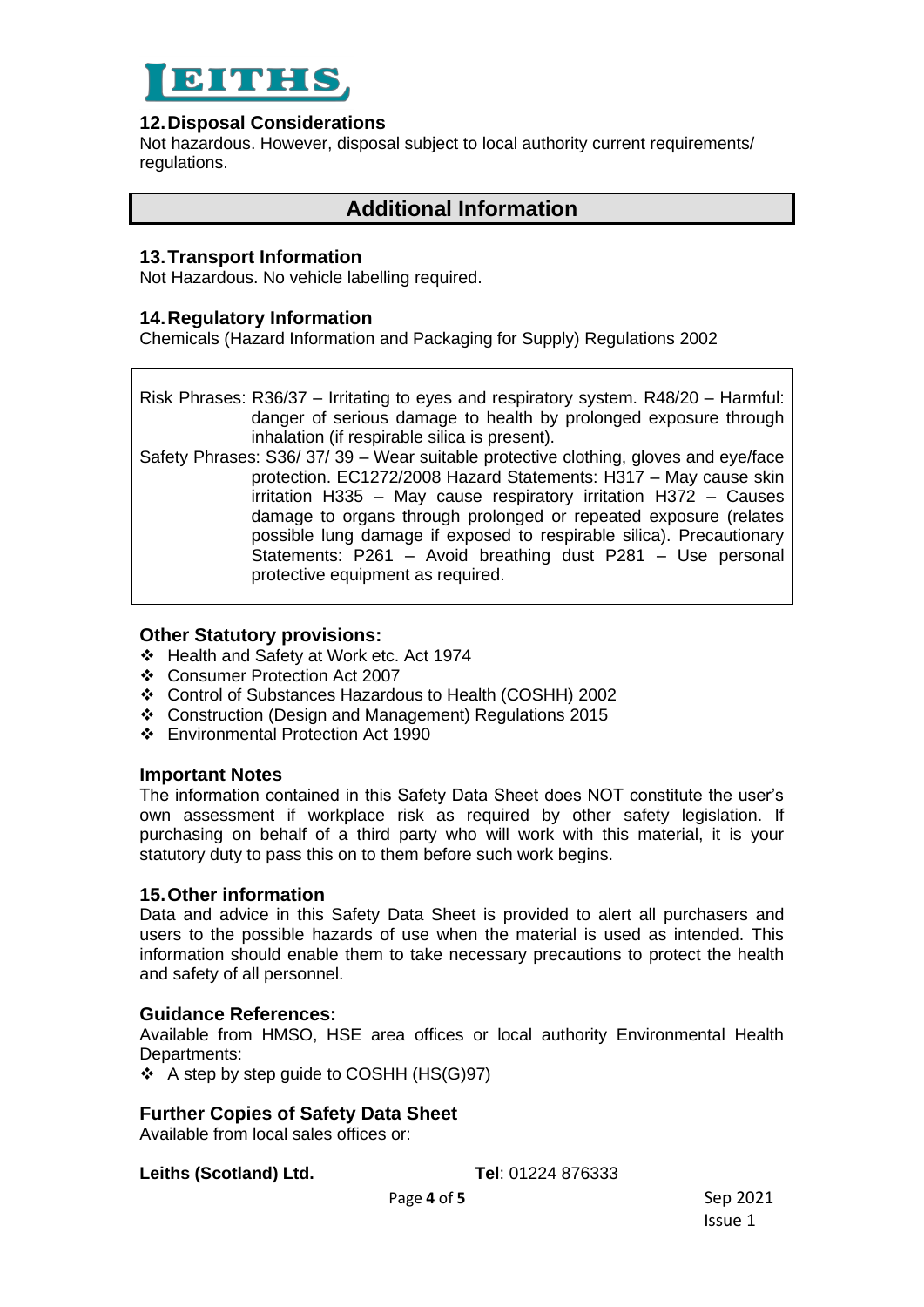## 12. Disposal Considerations

Not hazardous. However, disposal subject to local authority current requirements/ regulations.

# Additional Information

## 13. Transport Information

Not Hazardous. No vehicle labelling required.

## 14. Regulatory Information

Chemicals (Hazard Information and Packaging for Supply) Regulations 2002

Risk Phrases: R36/37 – Irritating to eyes and respiratory system. R48/20 – Harmful: danger of serious damage to health by prolonged exposure through inhalation (if respirable silica is present).

Safety Phrases: S36/ 37/ 39 – Wear suitable protective clothing, gloves and eye/face protection. EC1272/2008 Hazard Statements: H317 – May cause skin irritation H335 – May cause respiratory irritation H372 – Causes damage to organs through prolonged or repeated exposure (relates possible lung damage if exposed to respirable silica). Precautionary Statements: P261 – Avoid breathing dust P281 – Use personal protective equipment as required.

### Other Statutory provisions:

- Health and Safety at Work etc. Act 1974
- Consumer Protection Act 2007
- Control of Substances Hazardous to Health (COSHH) 2002
- Construction (Design and Management) Regulations 2015
- Environmental Protection Act 1990

### Important Notes

The information contained in this Safety Data Sheet does NOT constitute the user's own assessment if workplace risk as required by other safety legislation. If purchasing on behalf of a third party who will work with this material, it is your statutory duty to pass this on to them before such work begins.

## 15. Other information

Data and advice in this Safety Data Sheet is provided to alert all purchasers and users to the possible hazards of use when the material is used as intended. This information should enable them to take necessary precautions to protect the health and safety of all personnel.

### Guidance References:

Available from HMSO, HSE area offices or local authority Environmental Health Departments:

- A step by step guide to COSHH (HS(G)97)

### Further Copies of Safety Data Sheet

Available from local sales offices or:

**Leiths (Scotland) Ltd.** **Tel**: 01224 876333

Sep 2021
Issue 1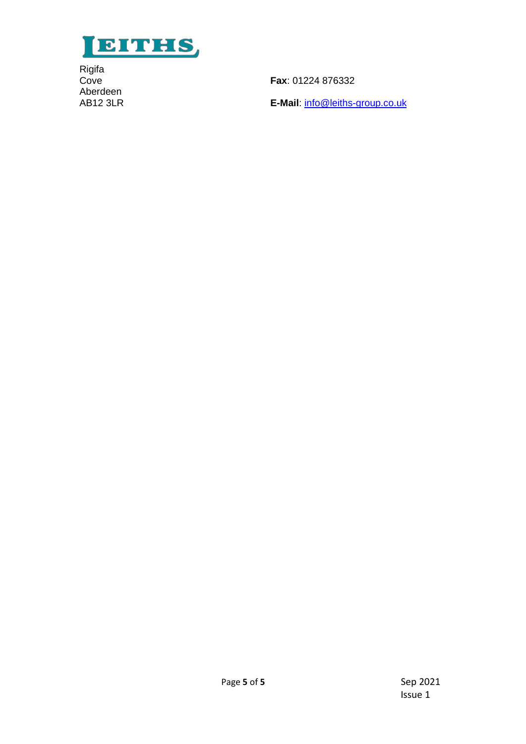LEITHS

Rigifa
Cove
Aberdeen
AB12 3LR

**Fax**: 01224 876332

**E-Mail**: info@leiths-group.co.uk

Sep 2021
Issue 1